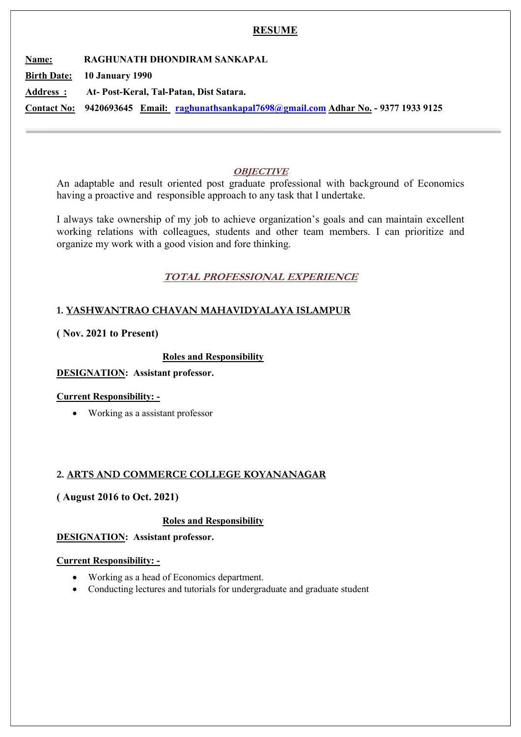# RESUME

**Name:** **RAGHUNATH DHONDIRAM SANKAPAL**

**Birth Date:** **10 January 1990**

**Address :** **At- Post-Keral, Tal-Patan, Dist Satara.**

**Contact No:** **9420693645** **Email:** **raghunathsankapal7698@gmail.com** **Adhar No. - 9377 1933 9125**

---

## *OBJECTIVE*

An adaptable and result oriented post graduate professional with background of Economics having a proactive and responsible approach to any task that I undertake.

I always take ownership of my job to achieve organization's goals and can maintain excellent working relations with colleagues, students and other team members. I can prioritize and organize my work with a good vision and fore thinking.

## *TOTAL PROFESSIONAL EXPERIENCE*

### 1. YASHWANTRAO CHAVAN MAHAVIDYALAYA ISLAMPUR

**( Nov. 2021 to Present)**

**Roles and Responsibility**

**DESIGNATION: Assistant professor.**

**Current Responsibility: -**

- Working as a assistant professor

### 2. ARTS AND COMMERCE COLLEGE KOYANANAGAR

**( August 2016 to Oct. 2021)**

**Roles and Responsibility**

**DESIGNATION: Assistant professor.**

**Current Responsibility: -**

- Working as a head of Economics department.
- Conducting lectures and tutorials for undergraduate and graduate student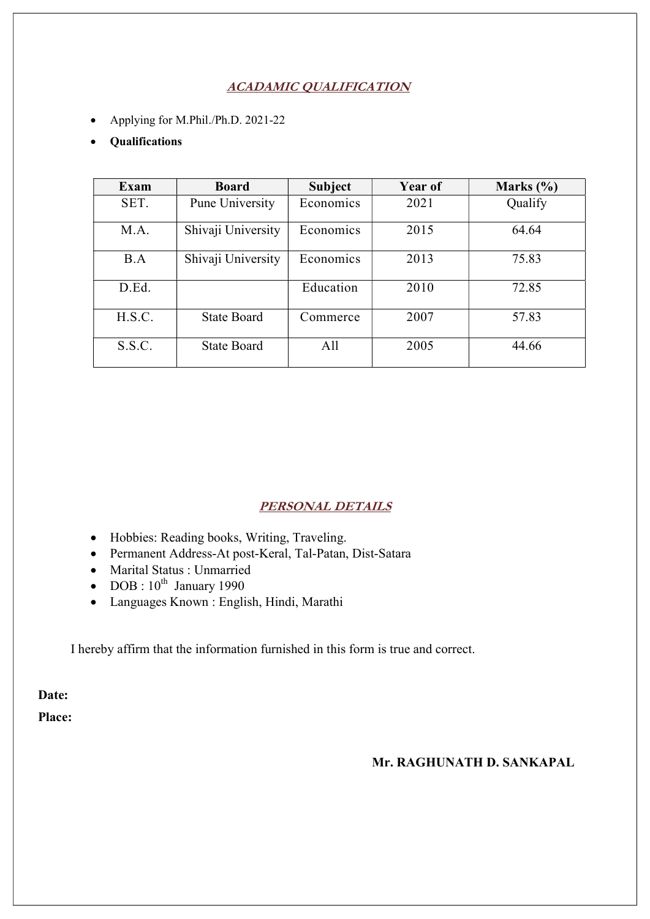## ***ACADAMIC QUALIFICATION***

- Applying for M.Phil./Ph.D. 2021-22
- **Qualifications**

| Exam | Board | Subject | Year of | Marks (%) |
|---|---|---|---|---|
| SET. | Pune University | Economics | 2021 | Qualify |
| M.A. | Shivaji University | Economics | 2015 | 64.64 |
| B.A | Shivaji University | Economics | 2013 | 75.83 |
| D.Ed. | | Education | 2010 | 72.85 |
| H.S.C. | State Board | Commerce | 2007 | 57.83 |
| S.S.C. | State Board | All | 2005 | 44.66 |

## ***PERSONAL DETAILS***

- Hobbies: Reading books, Writing, Traveling.
- Permanent Address-At post-Keral, Tal-Patan, Dist-Satara
- Marital Status : Unmarried
- DOB : 10th January 1990
- Languages Known : English, Hindi, Marathi

I hereby affirm that the information furnished in this form is true and correct.

**Date:**

**Place:**

**Mr. RAGHUNATH D. SANKAPAL**